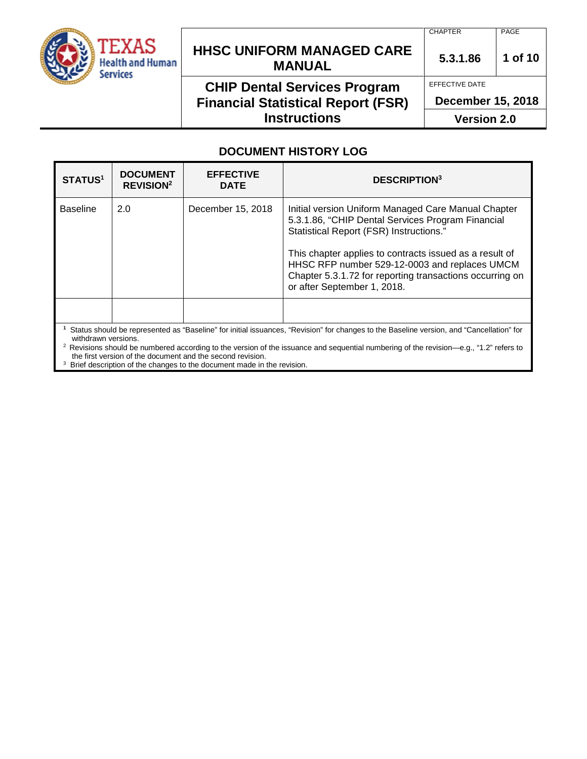# DOCUMENT HISTORY LOG

| STATUS[1] | DOCUMENT REVISION[2] | EFFECTIVE DATE | DESCRIPTION[3] |
|---|---|---|---|
| Baseline | 2.0 | December 15, 2018 | Initial version Uniform Managed Care Manual Chapter 5.3.1.86, "CHIP Dental Services Program Financial Statistical Report (FSR) Instructions." <br><br> This chapter applies to contracts issued as a result of HHSC RFP number 529-12-0003 and replaces UMCM Chapter 5.3.1.72 for reporting transactions occurring on or after September 1, 2018. |
| | | | |

[1] Status should be represented as "Baseline" for initial issuances, "Revision" for changes to the Baseline version, and "Cancellation" for withdrawn versions.

[2] Revisions should be numbered according to the version of the issuance and sequential numbering of the revision—e.g., "1.2" refers to the first version of the document and the second revision.

[3] Brief description of the changes to the document made in the revision.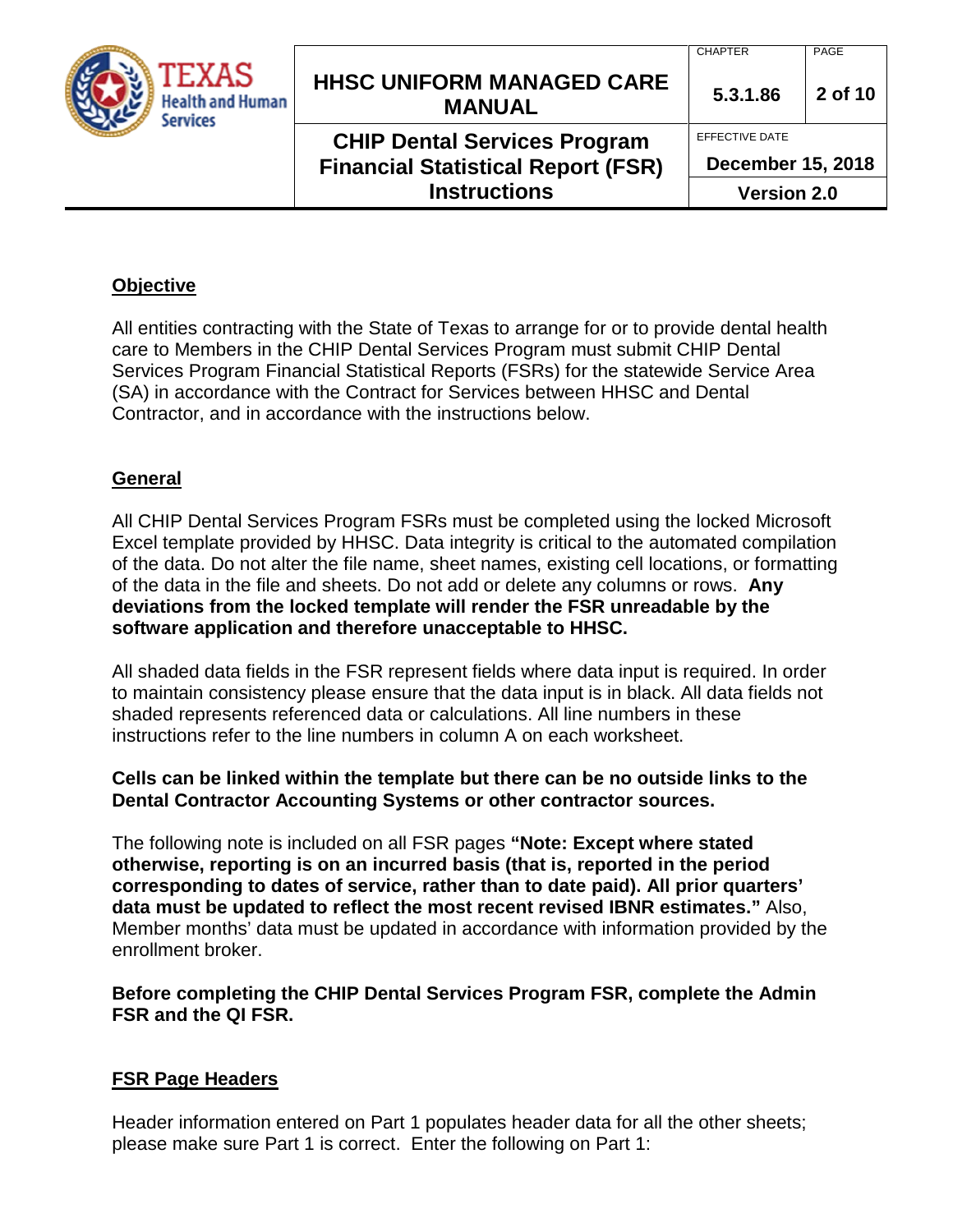## Objective

All entities contracting with the State of Texas to arrange for or to provide dental health care to Members in the CHIP Dental Services Program must submit CHIP Dental Services Program Financial Statistical Reports (FSRs) for the statewide Service Area (SA) in accordance with the Contract for Services between HHSC and Dental Contractor, and in accordance with the instructions below.

## General

All CHIP Dental Services Program FSRs must be completed using the locked Microsoft Excel template provided by HHSC. Data integrity is critical to the automated compilation of the data. Do not alter the file name, sheet names, existing cell locations, or formatting of the data in the file and sheets. Do not add or delete any columns or rows. **Any deviations from the locked template will render the FSR unreadable by the software application and therefore unacceptable to HHSC.**

All shaded data fields in the FSR represent fields where data input is required. In order to maintain consistency please ensure that the data input is in black. All data fields not shaded represents referenced data or calculations. All line numbers in these instructions refer to the line numbers in column A on each worksheet.

**Cells can be linked within the template but there can be no outside links to the Dental Contractor Accounting Systems or other contractor sources.**

The following note is included on all FSR pages **"Note: Except where stated otherwise, reporting is on an incurred basis (that is, reported in the period corresponding to dates of service, rather than to date paid). All prior quarters' data must be updated to reflect the most recent revised IBNR estimates."** Also, Member months' data must be updated in accordance with information provided by the enrollment broker.

**Before completing the CHIP Dental Services Program FSR, complete the Admin FSR and the QI FSR.**

## FSR Page Headers

Header information entered on Part 1 populates header data for all the other sheets; please make sure Part 1 is correct. Enter the following on Part 1: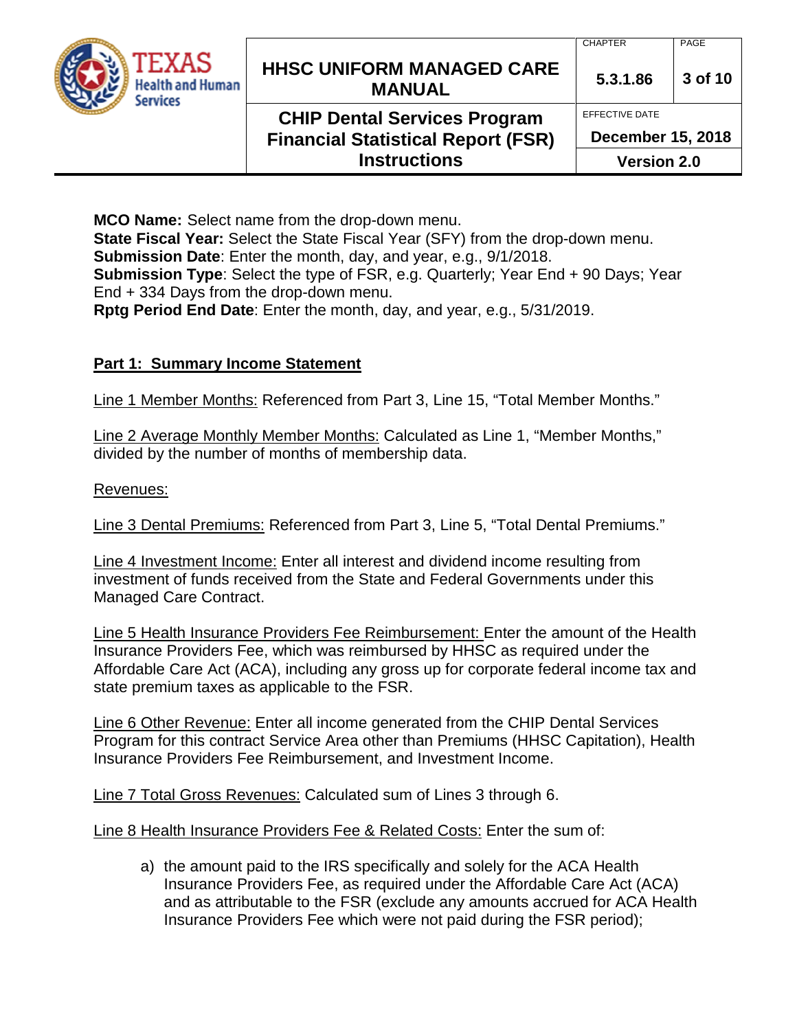**MCO Name:** Select name from the drop-down menu.
**State Fiscal Year:** Select the State Fiscal Year (SFY) from the drop-down menu.
**Submission Date**: Enter the month, day, and year, e.g., 9/1/2018.
**Submission Type**: Select the type of FSR, e.g. Quarterly; Year End + 90 Days; Year End + 334 Days from the drop-down menu.
**Rptg Period End Date**: Enter the month, day, and year, e.g., 5/31/2019.

## Part 1: Summary Income Statement

Line 1 Member Months: Referenced from Part 3, Line 15, "Total Member Months."

Line 2 Average Monthly Member Months: Calculated as Line 1, "Member Months," divided by the number of months of membership data.

Revenues:

Line 3 Dental Premiums: Referenced from Part 3, Line 5, "Total Dental Premiums."

Line 4 Investment Income: Enter all interest and dividend income resulting from investment of funds received from the State and Federal Governments under this Managed Care Contract.

Line 5 Health Insurance Providers Fee Reimbursement: Enter the amount of the Health Insurance Providers Fee, which was reimbursed by HHSC as required under the Affordable Care Act (ACA), including any gross up for corporate federal income tax and state premium taxes as applicable to the FSR.

Line 6 Other Revenue: Enter all income generated from the CHIP Dental Services Program for this contract Service Area other than Premiums (HHSC Capitation), Health Insurance Providers Fee Reimbursement, and Investment Income.

Line 7 Total Gross Revenues: Calculated sum of Lines 3 through 6.

Line 8 Health Insurance Providers Fee & Related Costs: Enter the sum of:

a) the amount paid to the IRS specifically and solely for the ACA Health Insurance Providers Fee, as required under the Affordable Care Act (ACA) and as attributable to the FSR (exclude any amounts accrued for ACA Health Insurance Providers Fee which were not paid during the FSR period);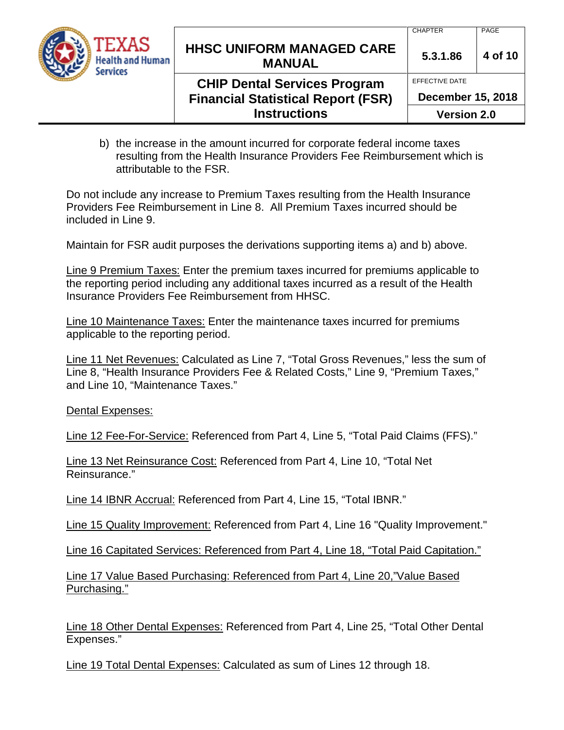b) the increase in the amount incurred for corporate federal income taxes resulting from the Health Insurance Providers Fee Reimbursement which is attributable to the FSR.

Do not include any increase to Premium Taxes resulting from the Health Insurance Providers Fee Reimbursement in Line 8. All Premium Taxes incurred should be included in Line 9.

Maintain for FSR audit purposes the derivations supporting items a) and b) above.

<u>Line 9 Premium Taxes:</u> Enter the premium taxes incurred for premiums applicable to the reporting period including any additional taxes incurred as a result of the Health Insurance Providers Fee Reimbursement from HHSC.

<u>Line 10 Maintenance Taxes:</u> Enter the maintenance taxes incurred for premiums applicable to the reporting period.

<u>Line 11 Net Revenues:</u> Calculated as Line 7, "Total Gross Revenues," less the sum of Line 8, "Health Insurance Providers Fee & Related Costs," Line 9, "Premium Taxes," and Line 10, "Maintenance Taxes."

<u>Dental Expenses:</u>

<u>Line 12 Fee-For-Service:</u> Referenced from Part 4, Line 5, "Total Paid Claims (FFS)."

<u>Line 13 Net Reinsurance Cost:</u> Referenced from Part 4, Line 10, "Total Net Reinsurance."

<u>Line 14 IBNR Accrual:</u> Referenced from Part 4, Line 15, "Total IBNR."

<u>Line 15 Quality Improvement:</u> Referenced from Part 4, Line 16 "Quality Improvement."

<u>Line 16 Capitated Services: Referenced from Part 4, Line 18, "Total Paid Capitation."</u>

<u>Line 17 Value Based Purchasing: Referenced from Part 4, Line 20,"Value Based Purchasing."</u>

<u>Line 18 Other Dental Expenses:</u> Referenced from Part 4, Line 25, "Total Other Dental Expenses."

<u>Line 19 Total Dental Expenses:</u> Calculated as sum of Lines 12 through 18.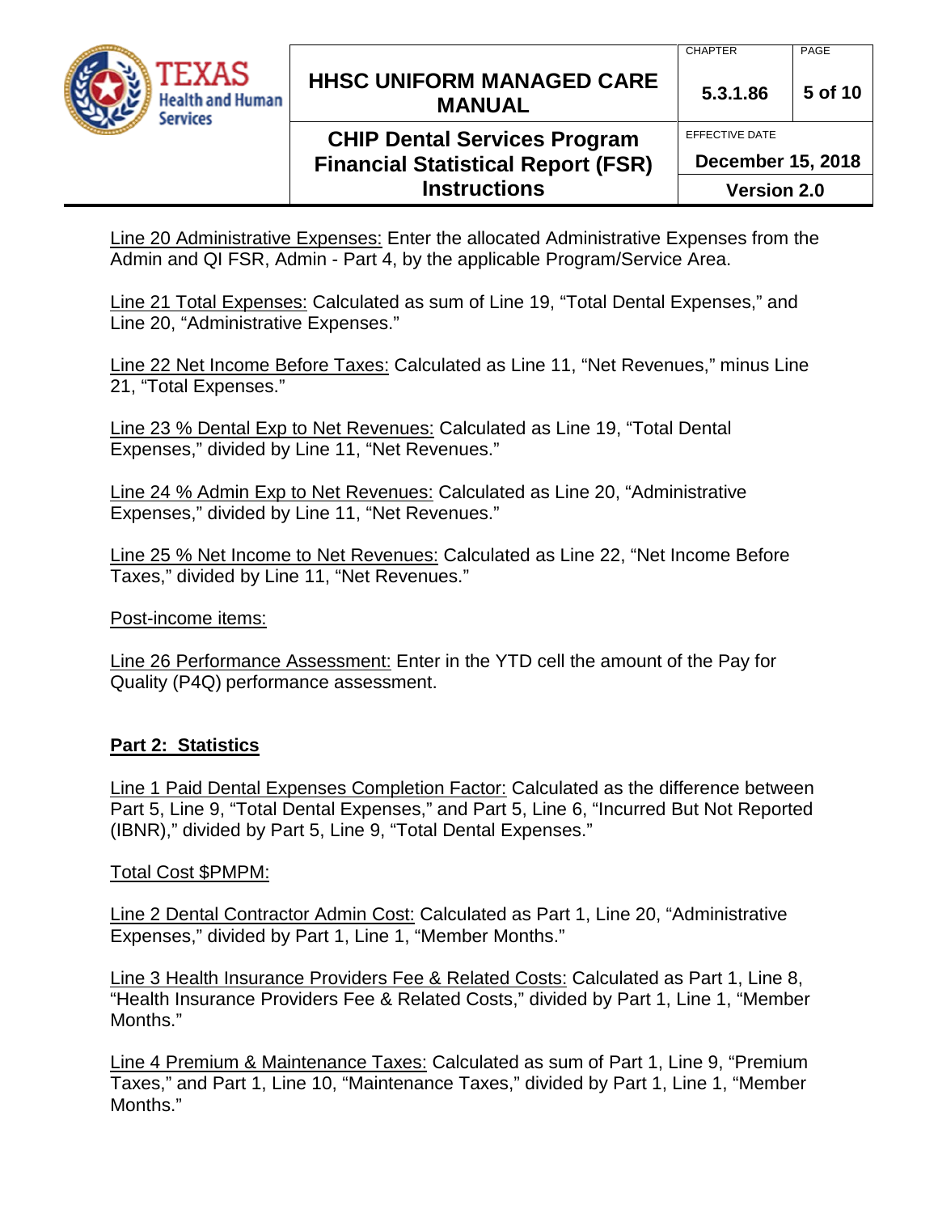Line 20 Administrative Expenses: Enter the allocated Administrative Expenses from the Admin and QI FSR, Admin - Part 4, by the applicable Program/Service Area.

Line 21 Total Expenses: Calculated as sum of Line 19, "Total Dental Expenses," and Line 20, "Administrative Expenses."

Line 22 Net Income Before Taxes: Calculated as Line 11, "Net Revenues," minus Line 21, "Total Expenses."

Line 23 % Dental Exp to Net Revenues: Calculated as Line 19, "Total Dental Expenses," divided by Line 11, "Net Revenues."

Line 24 % Admin Exp to Net Revenues: Calculated as Line 20, "Administrative Expenses," divided by Line 11, "Net Revenues."

Line 25 % Net Income to Net Revenues: Calculated as Line 22, "Net Income Before Taxes," divided by Line 11, "Net Revenues."

Post-income items:

Line 26 Performance Assessment: Enter in the YTD cell the amount of the Pay for Quality (P4Q) performance assessment.

## Part 2: Statistics

Line 1 Paid Dental Expenses Completion Factor: Calculated as the difference between Part 5, Line 9, "Total Dental Expenses," and Part 5, Line 6, "Incurred But Not Reported (IBNR)," divided by Part 5, Line 9, "Total Dental Expenses."

Total Cost $PMPM:

Line 2 Dental Contractor Admin Cost: Calculated as Part 1, Line 20, "Administrative Expenses," divided by Part 1, Line 1, "Member Months."

Line 3 Health Insurance Providers Fee & Related Costs: Calculated as Part 1, Line 8, "Health Insurance Providers Fee & Related Costs," divided by Part 1, Line 1, "Member Months."

Line 4 Premium & Maintenance Taxes: Calculated as sum of Part 1, Line 9, "Premium Taxes," and Part 1, Line 10, "Maintenance Taxes," divided by Part 1, Line 1, "Member Months."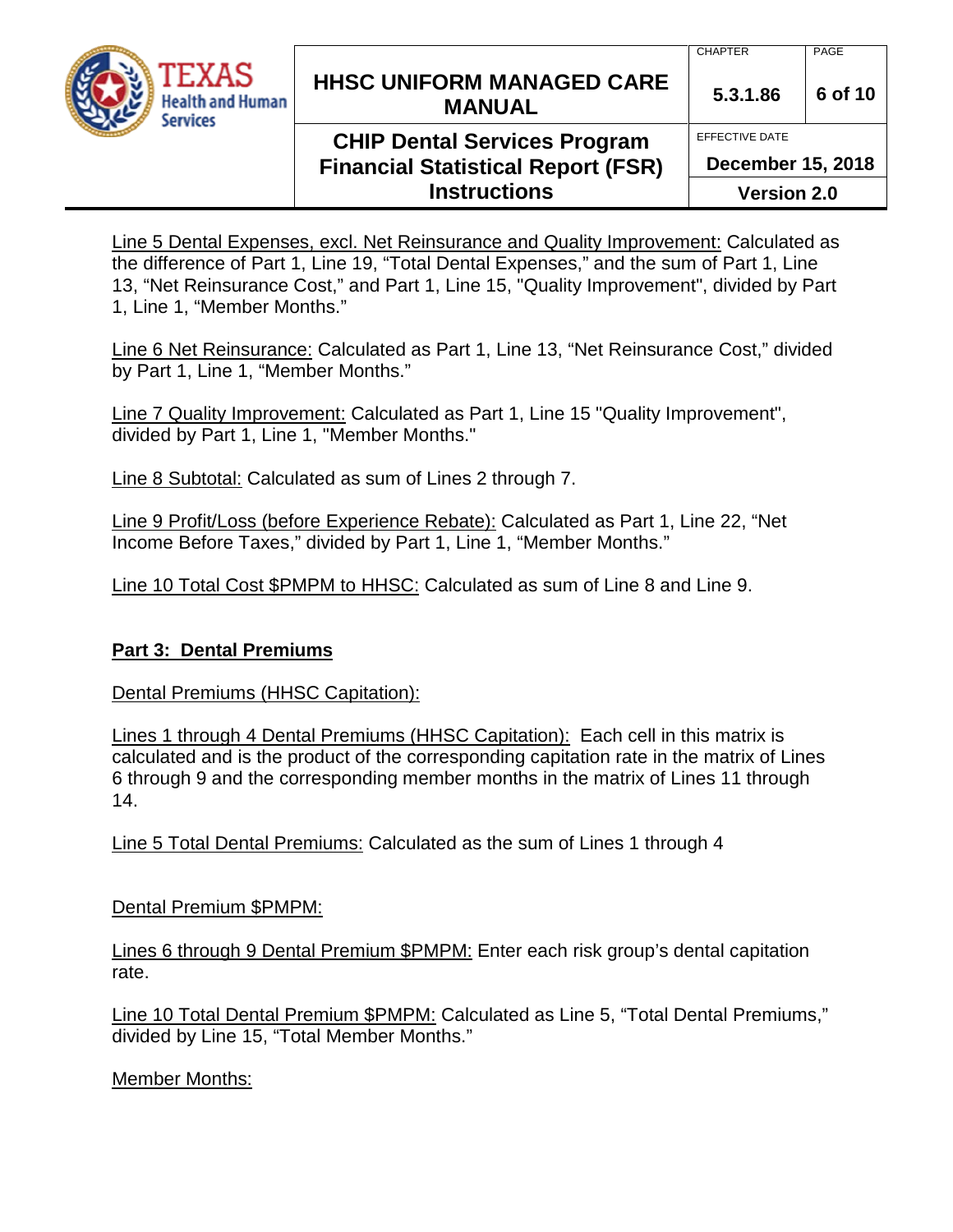Line 5 Dental Expenses, excl. Net Reinsurance and Quality Improvement: Calculated as the difference of Part 1, Line 19, "Total Dental Expenses," and the sum of Part 1, Line 13, "Net Reinsurance Cost," and Part 1, Line 15, "Quality Improvement", divided by Part 1, Line 1, "Member Months."

Line 6 Net Reinsurance: Calculated as Part 1, Line 13, "Net Reinsurance Cost," divided by Part 1, Line 1, "Member Months."

Line 7 Quality Improvement: Calculated as Part 1, Line 15 "Quality Improvement", divided by Part 1, Line 1, "Member Months."

Line 8 Subtotal: Calculated as sum of Lines 2 through 7.

Line 9 Profit/Loss (before Experience Rebate): Calculated as Part 1, Line 22, "Net Income Before Taxes," divided by Part 1, Line 1, "Member Months."

Line 10 Total Cost $PMPM to HHSC: Calculated as sum of Line 8 and Line 9.

## Part 3: Dental Premiums

Dental Premiums (HHSC Capitation):

Lines 1 through 4 Dental Premiums (HHSC Capitation): Each cell in this matrix is calculated and is the product of the corresponding capitation rate in the matrix of Lines 6 through 9 and the corresponding member months in the matrix of Lines 11 through 14.

Line 5 Total Dental Premiums: Calculated as the sum of Lines 1 through 4

Dental Premium $PMPM:

Lines 6 through 9 Dental Premium $PMPM: Enter each risk group's dental capitation rate.

Line 10 Total Dental Premium $PMPM: Calculated as Line 5, "Total Dental Premiums," divided by Line 15, "Total Member Months."

Member Months: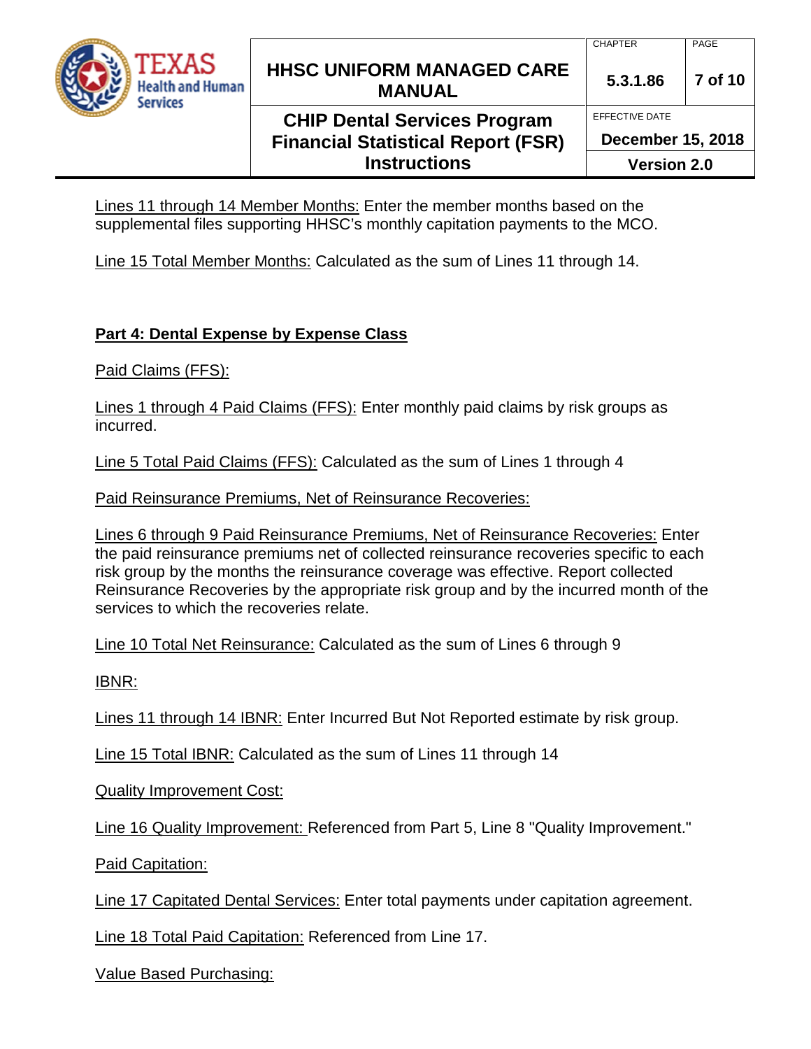Lines 11 through 14 Member Months: Enter the member months based on the supplemental files supporting HHSC's monthly capitation payments to the MCO.

Line 15 Total Member Months: Calculated as the sum of Lines 11 through 14.

## Part 4: Dental Expense by Expense Class

Paid Claims (FFS):

Lines 1 through 4 Paid Claims (FFS): Enter monthly paid claims by risk groups as incurred.

Line 5 Total Paid Claims (FFS): Calculated as the sum of Lines 1 through 4

Paid Reinsurance Premiums, Net of Reinsurance Recoveries:

Lines 6 through 9 Paid Reinsurance Premiums, Net of Reinsurance Recoveries: Enter the paid reinsurance premiums net of collected reinsurance recoveries specific to each risk group by the months the reinsurance coverage was effective. Report collected Reinsurance Recoveries by the appropriate risk group and by the incurred month of the services to which the recoveries relate.

Line 10 Total Net Reinsurance: Calculated as the sum of Lines 6 through 9

IBNR:

Lines 11 through 14 IBNR: Enter Incurred But Not Reported estimate by risk group.

Line 15 Total IBNR: Calculated as the sum of Lines 11 through 14

Quality Improvement Cost:

Line 16 Quality Improvement: Referenced from Part 5, Line 8 "Quality Improvement."

Paid Capitation:

Line 17 Capitated Dental Services: Enter total payments under capitation agreement.

Line 18 Total Paid Capitation: Referenced from Line 17.

Value Based Purchasing: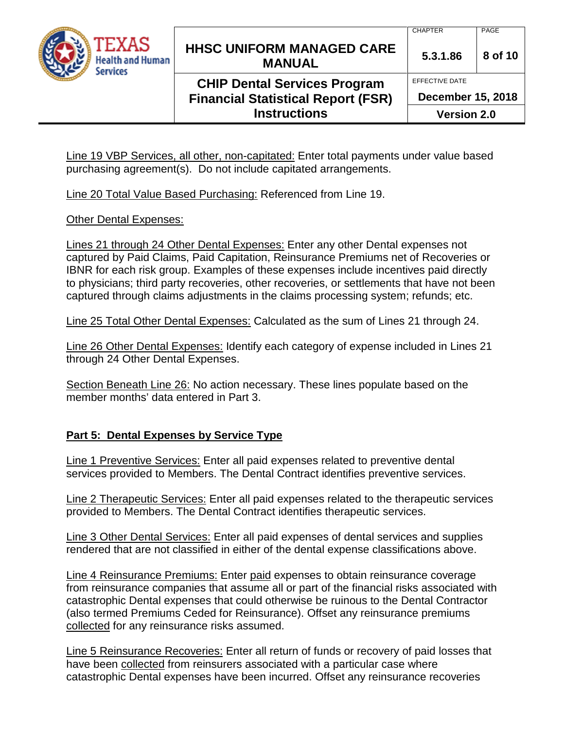Line 19 VBP Services, all other, non-capitated: Enter total payments under value based purchasing agreement(s). Do not include capitated arrangements.

Line 20 Total Value Based Purchasing: Referenced from Line 19.

Other Dental Expenses:

Lines 21 through 24 Other Dental Expenses: Enter any other Dental expenses not captured by Paid Claims, Paid Capitation, Reinsurance Premiums net of Recoveries or IBNR for each risk group. Examples of these expenses include incentives paid directly to physicians; third party recoveries, other recoveries, or settlements that have not been captured through claims adjustments in the claims processing system; refunds; etc.

Line 25 Total Other Dental Expenses: Calculated as the sum of Lines 21 through 24.

Line 26 Other Dental Expenses: Identify each category of expense included in Lines 21 through 24 Other Dental Expenses.

Section Beneath Line 26: No action necessary. These lines populate based on the member months' data entered in Part 3.

## Part 5: Dental Expenses by Service Type

Line 1 Preventive Services: Enter all paid expenses related to preventive dental services provided to Members. The Dental Contract identifies preventive services.

Line 2 Therapeutic Services: Enter all paid expenses related to the therapeutic services provided to Members. The Dental Contract identifies therapeutic services.

Line 3 Other Dental Services: Enter all paid expenses of dental services and supplies rendered that are not classified in either of the dental expense classifications above.

Line 4 Reinsurance Premiums: Enter paid expenses to obtain reinsurance coverage from reinsurance companies that assume all or part of the financial risks associated with catastrophic Dental expenses that could otherwise be ruinous to the Dental Contractor (also termed Premiums Ceded for Reinsurance). Offset any reinsurance premiums collected for any reinsurance risks assumed.

Line 5 Reinsurance Recoveries: Enter all return of funds or recovery of paid losses that have been collected from reinsurers associated with a particular case where catastrophic Dental expenses have been incurred. Offset any reinsurance recoveries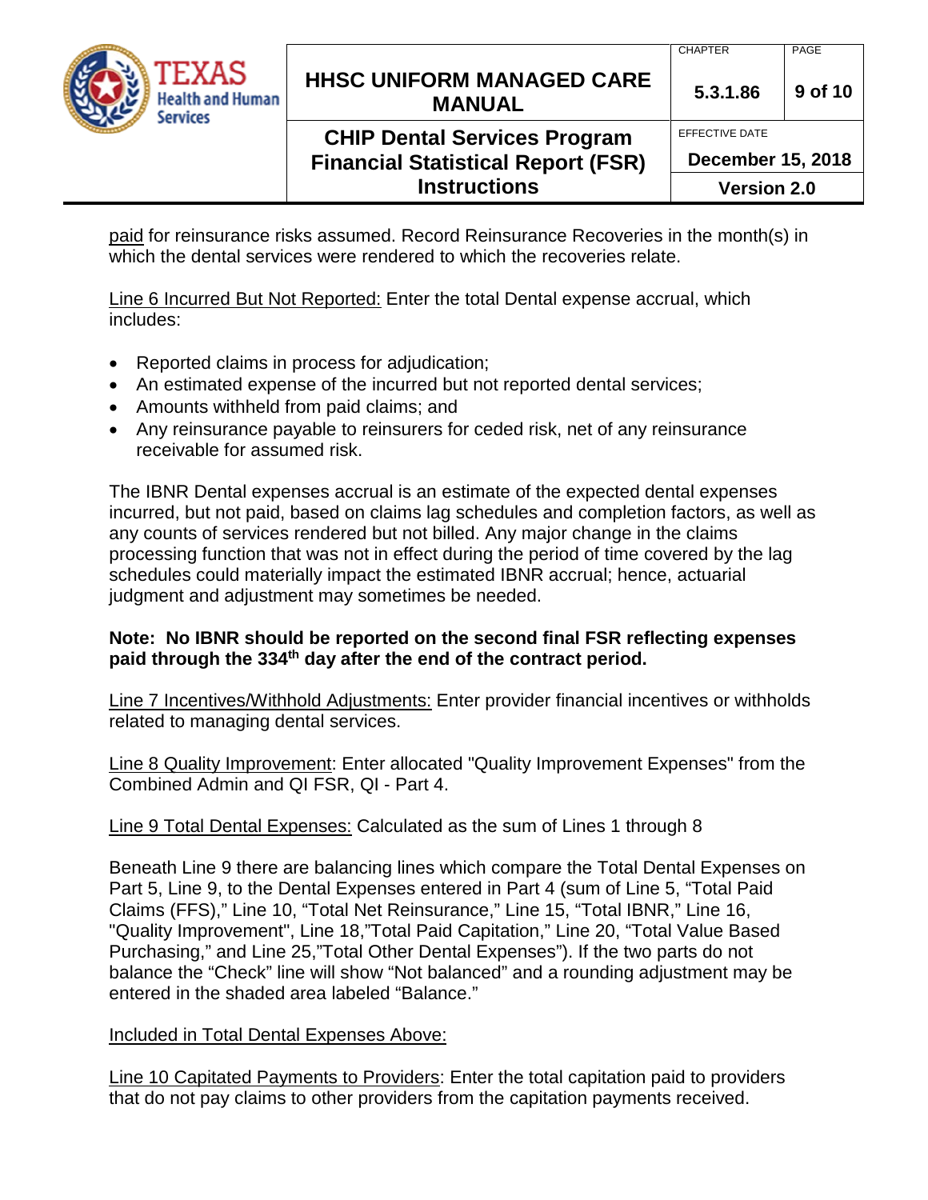paid for reinsurance risks assumed. Record Reinsurance Recoveries in the month(s) in which the dental services were rendered to which the recoveries relate.

Line 6 Incurred But Not Reported: Enter the total Dental expense accrual, which includes:

- Reported claims in process for adjudication;
- An estimated expense of the incurred but not reported dental services;
- Amounts withheld from paid claims; and
- Any reinsurance payable to reinsurers for ceded risk, net of any reinsurance receivable for assumed risk.

The IBNR Dental expenses accrual is an estimate of the expected dental expenses incurred, but not paid, based on claims lag schedules and completion factors, as well as any counts of services rendered but not billed. Any major change in the claims processing function that was not in effect during the period of time covered by the lag schedules could materially impact the estimated IBNR accrual; hence, actuarial judgment and adjustment may sometimes be needed.

**Note: No IBNR should be reported on the second final FSR reflecting expenses paid through the 334th day after the end of the contract period.**

Line 7 Incentives/Withhold Adjustments: Enter provider financial incentives or withholds related to managing dental services.

Line 8 Quality Improvement: Enter allocated "Quality Improvement Expenses" from the Combined Admin and QI FSR, QI - Part 4.

Line 9 Total Dental Expenses: Calculated as the sum of Lines 1 through 8

Beneath Line 9 there are balancing lines which compare the Total Dental Expenses on Part 5, Line 9, to the Dental Expenses entered in Part 4 (sum of Line 5, "Total Paid Claims (FFS)," Line 10, "Total Net Reinsurance," Line 15, "Total IBNR," Line 16, "Quality Improvement", Line 18,"Total Paid Capitation," Line 20, "Total Value Based Purchasing," and Line 25,"Total Other Dental Expenses"). If the two parts do not balance the "Check" line will show "Not balanced" and a rounding adjustment may be entered in the shaded area labeled "Balance."

Included in Total Dental Expenses Above:

Line 10 Capitated Payments to Providers: Enter the total capitation paid to providers that do not pay claims to other providers from the capitation payments received.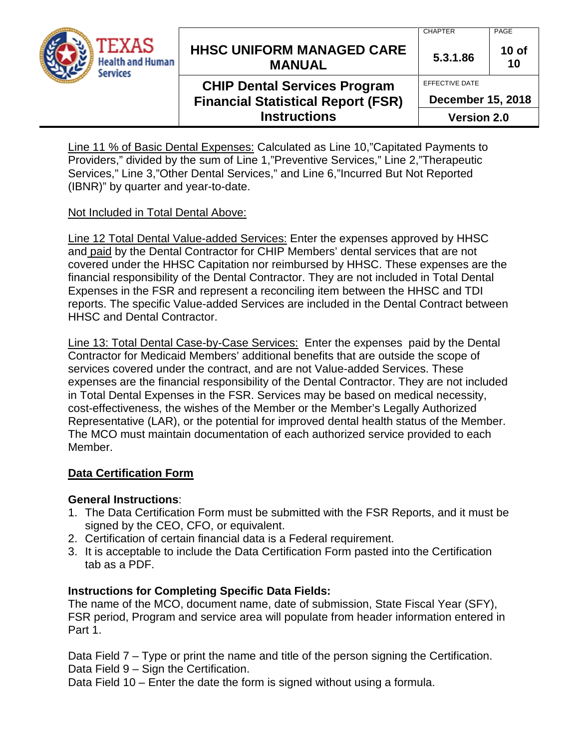<u>Line 11 % of Basic Dental Expenses:</u> Calculated as Line 10,"Capitated Payments to Providers," divided by the sum of Line 1,"Preventive Services," Line 2,"Therapeutic Services," Line 3,"Other Dental Services," and Line 6,"Incurred But Not Reported (IBNR)" by quarter and year-to-date.

<u>Not Included in Total Dental Above:</u>

<u>Line 12 Total Dental Value-added Services:</u> Enter the expenses approved by HHSC and <u>paid</u> by the Dental Contractor for CHIP Members' dental services that are not covered under the HHSC Capitation nor reimbursed by HHSC. These expenses are the financial responsibility of the Dental Contractor. They are not included in Total Dental Expenses in the FSR and represent a reconciling item between the HHSC and TDI reports. The specific Value-added Services are included in the Dental Contract between HHSC and Dental Contractor.

<u>Line 13: Total Dental Case-by-Case Services:</u> Enter the expenses paid by the Dental Contractor for Medicaid Members' additional benefits that are outside the scope of services covered under the contract, and are not Value-added Services. These expenses are the financial responsibility of the Dental Contractor. They are not included in Total Dental Expenses in the FSR. Services may be based on medical necessity, cost-effectiveness, the wishes of the Member or the Member's Legally Authorized Representative (LAR), or the potential for improved dental health status of the Member. The MCO must maintain documentation of each authorized service provided to each Member.

## <u>Data Certification Form</u>

**General Instructions**:

1. The Data Certification Form must be submitted with the FSR Reports, and it must be signed by the CEO, CFO, or equivalent.
2. Certification of certain financial data is a Federal requirement.
3. It is acceptable to include the Data Certification Form pasted into the Certification tab as a PDF.

**Instructions for Completing Specific Data Fields:**

The name of the MCO, document name, date of submission, State Fiscal Year (SFY), FSR period, Program and service area will populate from header information entered in Part 1.

Data Field 7 – Type or print the name and title of the person signing the Certification.
Data Field 9 – Sign the Certification.
Data Field 10 – Enter the date the form is signed without using a formula.